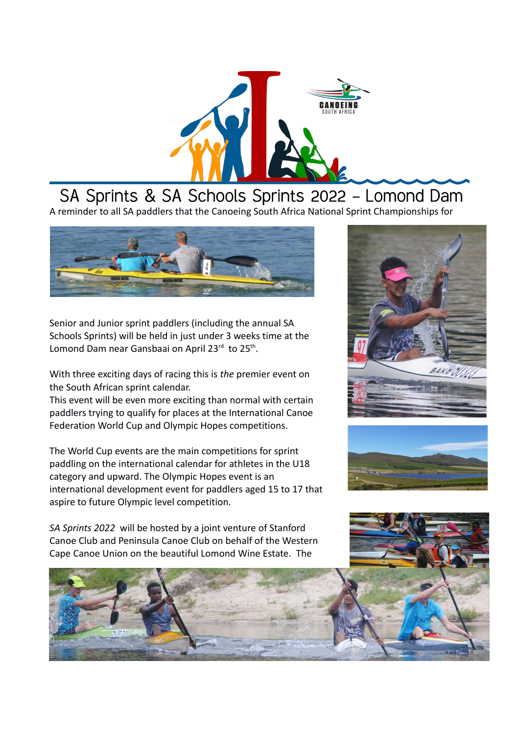# SA Sprints & SA Schools Sprints 2022 – Lomond Dam

A reminder to all SA paddlers that the Canoeing South Africa National Sprint Championships for

Senior and Junior sprint paddlers (including the annual SA Schools Sprints) will be held in just under 3 weeks time at the Lomond Dam near Gansbaai on April 23rd to 25th.

With three exciting days of racing this is *the* premier event on the South African sprint calendar.
This event will be even more exciting than normal with certain paddlers trying to qualify for places at the International Canoe Federation World Cup and Olympic Hopes competitions.

The World Cup events are the main competitions for sprint paddling on the international calendar for athletes in the U18 category and upward. The Olympic Hopes event is an international development event for paddlers aged 15 to 17 that aspire to future Olympic level competition.

*SA Sprints 2022* will be hosted by a joint venture of Stanford Canoe Club and Peninsula Canoe Club on behalf of the Western Cape Canoe Union on the beautiful Lomond Wine Estate. The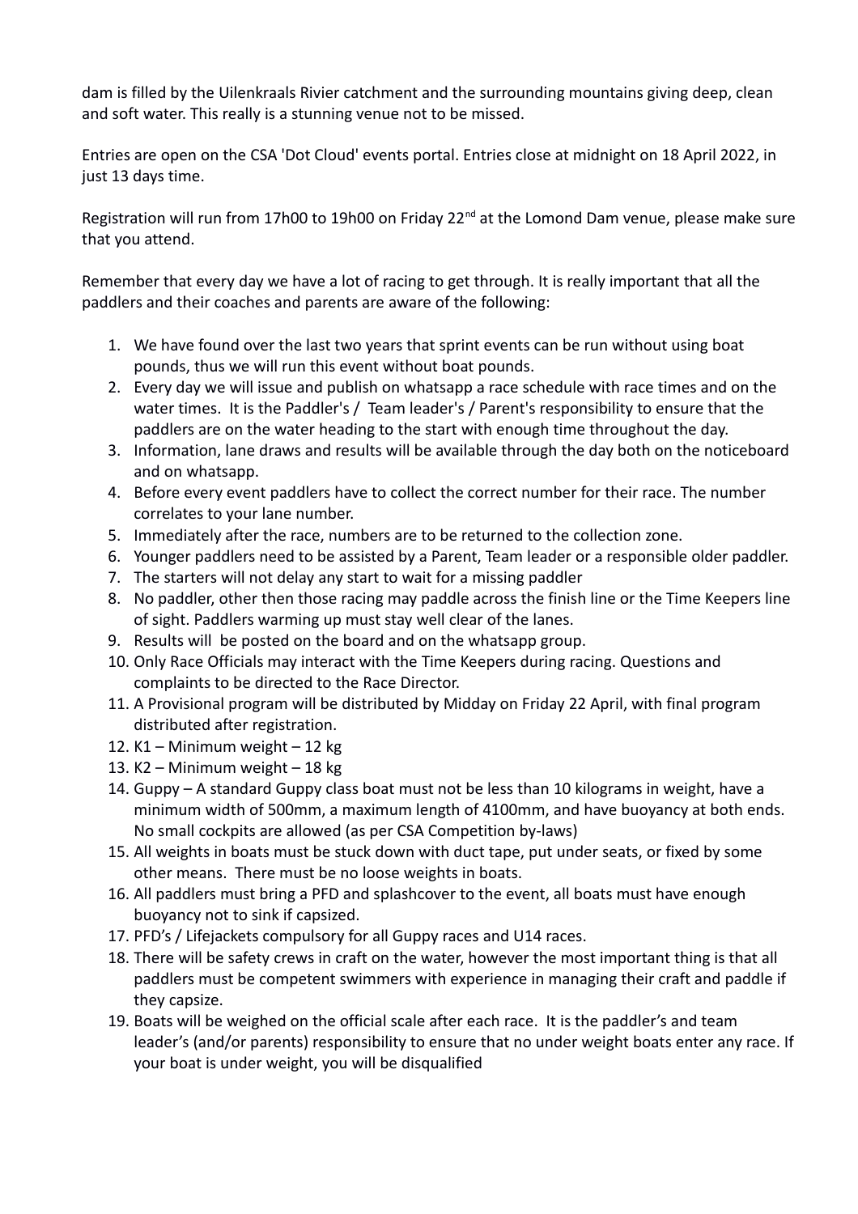dam is filled by the Uilenkraals Rivier catchment and the surrounding mountains giving deep, clean and soft water. This really is a stunning venue not to be missed.

Entries are open on the CSA 'Dot Cloud' events portal. Entries close at midnight on 18 April 2022, in just 13 days time.

Registration will run from 17h00 to 19h00 on Friday 22nd at the Lomond Dam venue, please make sure that you attend.

Remember that every day we have a lot of racing to get through. It is really important that all the paddlers and their coaches and parents are aware of the following:

1. We have found over the last two years that sprint events can be run without using boat pounds, thus we will run this event without boat pounds.
2. Every day we will issue and publish on whatsapp a race schedule with race times and on the water times. It is the Paddler's / Team leader's / Parent's responsibility to ensure that the paddlers are on the water heading to the start with enough time throughout the day.
3. Information, lane draws and results will be available through the day both on the noticeboard and on whatsapp.
4. Before every event paddlers have to collect the correct number for their race. The number correlates to your lane number.
5. Immediately after the race, numbers are to be returned to the collection zone.
6. Younger paddlers need to be assisted by a Parent, Team leader or a responsible older paddler.
7. The starters will not delay any start to wait for a missing paddler
8. No paddler, other then those racing may paddle across the finish line or the Time Keepers line of sight. Paddlers warming up must stay well clear of the lanes.
9. Results will be posted on the board and on the whatsapp group.
10. Only Race Officials may interact with the Time Keepers during racing. Questions and complaints to be directed to the Race Director.
11. A Provisional program will be distributed by Midday on Friday 22 April, with final program distributed after registration.
12. K1 – Minimum weight – 12 kg
13. K2 – Minimum weight – 18 kg
14. Guppy – A standard Guppy class boat must not be less than 10 kilograms in weight, have a minimum width of 500mm, a maximum length of 4100mm, and have buoyancy at both ends. No small cockpits are allowed (as per CSA Competition by-laws)
15. All weights in boats must be stuck down with duct tape, put under seats, or fixed by some other means. There must be no loose weights in boats.
16. All paddlers must bring a PFD and splashcover to the event, all boats must have enough buoyancy not to sink if capsized.
17. PFD's / Lifejackets compulsory for all Guppy races and U14 races.
18. There will be safety crews in craft on the water, however the most important thing is that all paddlers must be competent swimmers with experience in managing their craft and paddle if they capsize.
19. Boats will be weighed on the official scale after each race. It is the paddler's and team leader's (and/or parents) responsibility to ensure that no under weight boats enter any race. If your boat is under weight, you will be disqualified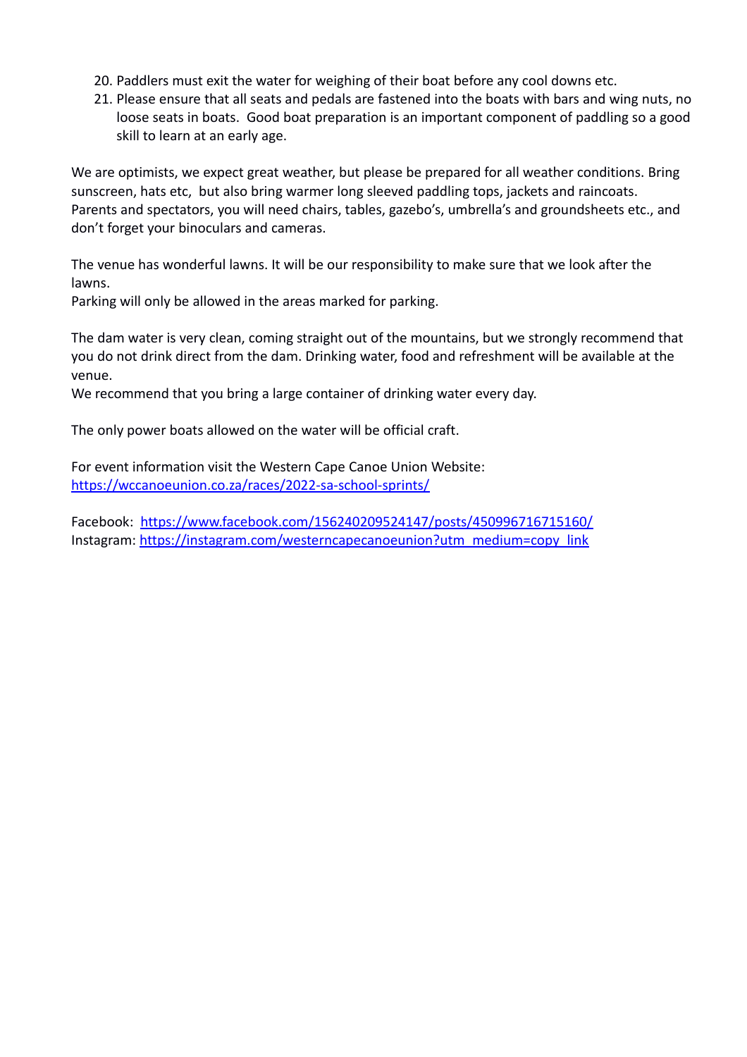20. Paddlers must exit the water for weighing of their boat before any cool downs etc.
21. Please ensure that all seats and pedals are fastened into the boats with bars and wing nuts, no loose seats in boats. Good boat preparation is an important component of paddling so a good skill to learn at an early age.

We are optimists, we expect great weather, but please be prepared for all weather conditions. Bring sunscreen, hats etc, but also bring warmer long sleeved paddling tops, jackets and raincoats. Parents and spectators, you will need chairs, tables, gazebo's, umbrella's and groundsheets etc., and don't forget your binoculars and cameras.

The venue has wonderful lawns. It will be our responsibility to make sure that we look after the lawns.
Parking will only be allowed in the areas marked for parking.

The dam water is very clean, coming straight out of the mountains, but we strongly recommend that you do not drink direct from the dam. Drinking water, food and refreshment will be available at the venue.
We recommend that you bring a large container of drinking water every day.

The only power boats allowed on the water will be official craft.

For event information visit the Western Cape Canoe Union Website:
[https://wccanoeunion.co.za/races/2022-sa-school-sprints/](https://wccanoeunion.co.za/races/2022-sa-school-sprints/)

Facebook: [https://www.facebook.com/156240209524147/posts/450996716715160/](https://www.facebook.com/156240209524147/posts/450996716715160/)
Instagram: [https://instagram.com/westerncapecanoeunion?utm_medium=copy_link](https://instagram.com/westerncapecanoeunion?utm_medium=copy_link)